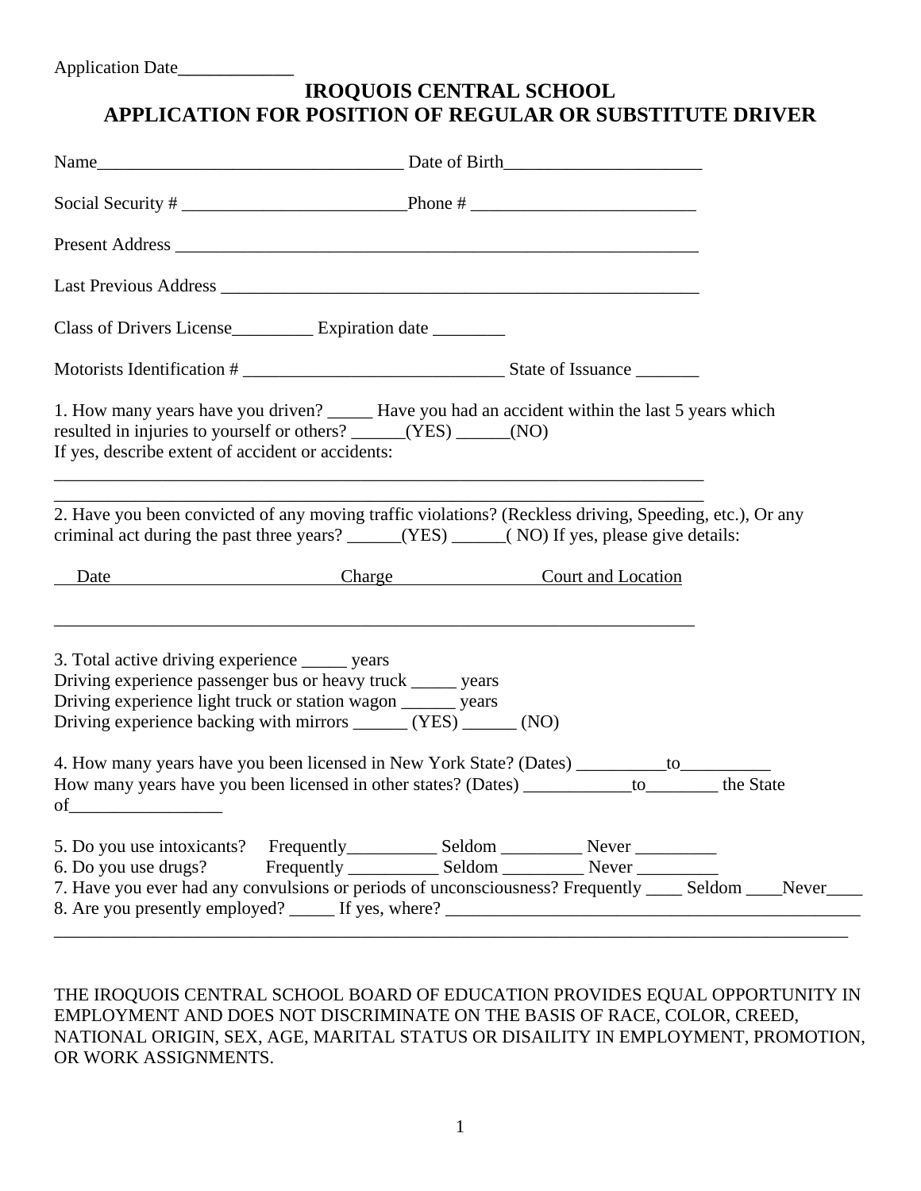Application Date_____________

# IROQUOIS CENTRAL SCHOOL
# APPLICATION FOR POSITION OF REGULAR OR SUBSTITUTE DRIVER

Name__________________________________ Date of Birth______________________

Social Security # _________________________Phone # _________________________

Present Address ____________________________________________________________

Last Previous Address _______________________________________________________

Class of Drivers License_________ Expiration date ________

Motorists Identification # _____________________________ State of Issuance _______

1. How many years have you driven? _____ Have you had an accident within the last 5 years which resulted in injuries to yourself or others? ______(YES) ______(NO)
If yes, describe extent of accident or accidents:

___________________________________________________________________________

___________________________________________________________________________

2. Have you been convicted of any moving traffic violations? (Reckless driving, Speeding, etc.), Or any criminal act during the past three years? ______(YES) ______( NO) If yes, please give details:

Date Charge Court and Location

___________________________________________________________________________

3. Total active driving experience _____ years
Driving experience passenger bus or heavy truck _____ years
Driving experience light truck or station wagon ______ years
Driving experience backing with mirrors ______ (YES) ______ (NO)

4. How many years have you been licensed in New York State? (Dates) __________to__________
How many years have you been licensed in other states? (Dates) ____________to________ the State of_________________

5. Do you use intoxicants? Frequently__________ Seldom _________ Never _________
6. Do you use drugs? Frequently __________ Seldom _________ Never _________
7. Have you ever had any convulsions or periods of unconsciousness? Frequently ____ Seldom ____Never____
8. Are you presently employed? _____ If yes, where? _______________________________________________
_____________________________________________________________________________________________

THE IROQUOIS CENTRAL SCHOOL BOARD OF EDUCATION PROVIDES EQUAL OPPORTUNITY IN EMPLOYMENT AND DOES NOT DISCRIMINATE ON THE BASIS OF RACE, COLOR, CREED, NATIONAL ORIGIN, SEX, AGE, MARITAL STATUS OR DISAILITY IN EMPLOYMENT, PROMOTION, OR WORK ASSIGNMENTS.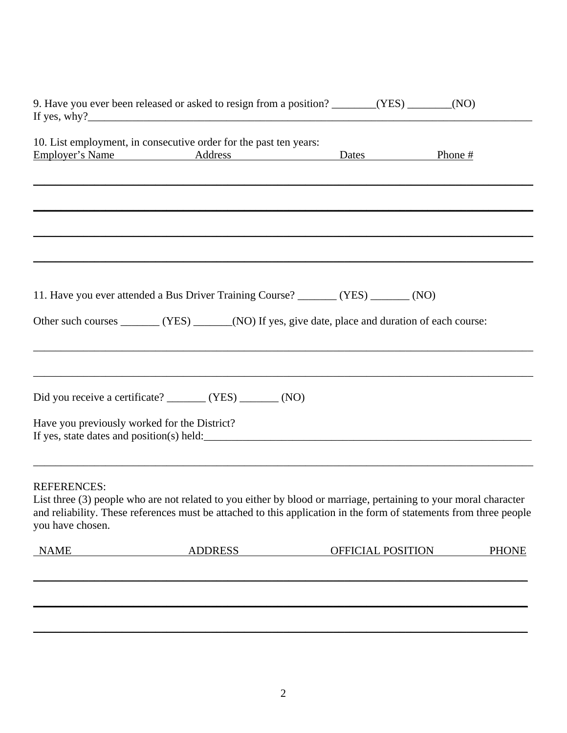9. Have you ever been released or asked to resign from a position? ________(YES) ________(NO)
If yes, why?______________________________________________________________________________

10. List employment, in consecutive order for the past ten years:

| Employer's Name | Address | Dates | Phone # |
|---|---|---|---|
| | | | |
| | | | |
| | | | |
| | | | |

11. Have you ever attended a Bus Driver Training Course? _______ (YES) _______ (NO)

Other such courses _______ (YES) _______(NO) If yes, give date, place and duration of each course:

______________________________________________________________________________

______________________________________________________________________________

Did you receive a certificate? _______ (YES) _______ (NO)

Have you previously worked for the District?
If yes, state dates and position(s) held:____________________________________________________

______________________________________________________________________________

REFERENCES:
List three (3) people who are not related to you either by blood or marriage, pertaining to your moral character and reliability. These references must be attached to this application in the form of statements from three people you have chosen.

| NAME | ADDRESS | OFFICIAL POSITION | PHONE |
|---|---|---|---|
| | | | |
| | | | |
| | | | |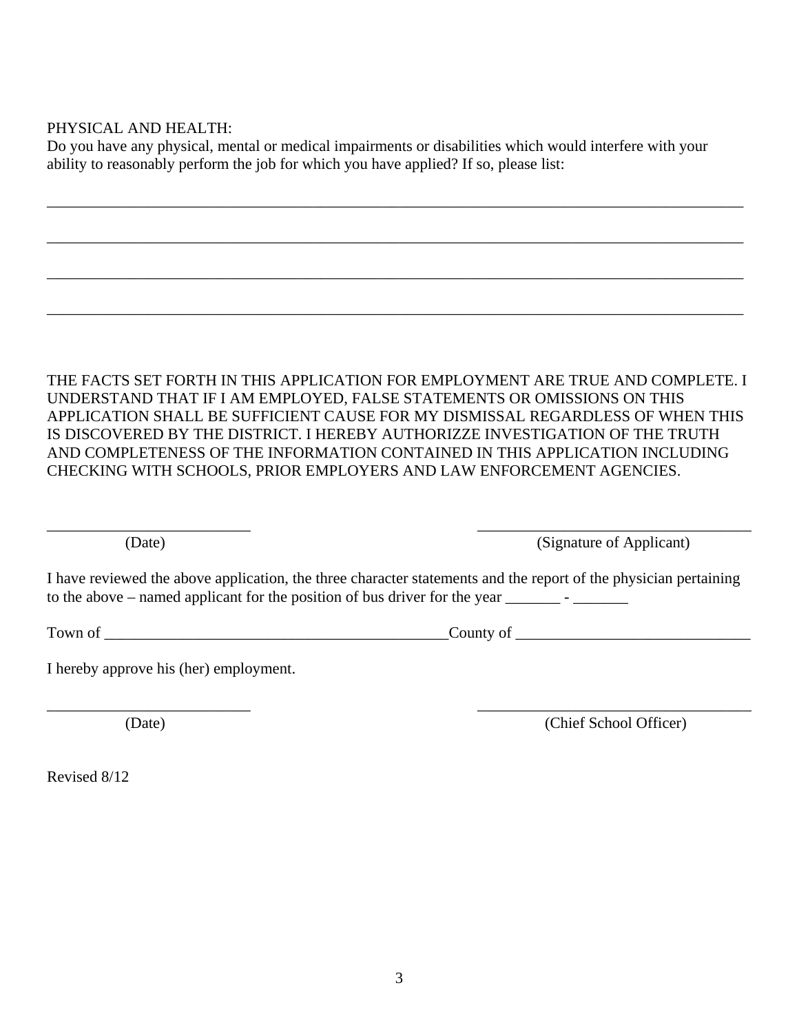PHYSICAL AND HEALTH:
Do you have any physical, mental or medical impairments or disabilities which would interfere with your ability to reasonably perform the job for which you have applied? If so, please list:

_______________________________________________________________________________________

_______________________________________________________________________________________

_______________________________________________________________________________________

_______________________________________________________________________________________

THE FACTS SET FORTH IN THIS APPLICATION FOR EMPLOYMENT ARE TRUE AND COMPLETE. I UNDERSTAND THAT IF I AM EMPLOYED, FALSE STATEMENTS OR OMISSIONS ON THIS APPLICATION SHALL BE SUFFICIENT CAUSE FOR MY DISMISSAL REGARDLESS OF WHEN THIS IS DISCOVERED BY THE DISTRICT. I HEREBY AUTHORIZZE INVESTIGATION OF THE TRUTH AND COMPLETENESS OF THE INFORMATION CONTAINED IN THIS APPLICATION INCLUDING CHECKING WITH SCHOOLS, PRIOR EMPLOYERS AND LAW ENFORCEMENT AGENCIES.

__________________________ (Date)

__________________________________ (Signature of Applicant)

I have reviewed the above application, the three character statements and the report of the physician pertaining to the above – named applicant for the position of bus driver for the year _______ - _______

Town of ____________________________________________ County of ______________________________

I hereby approve his (her) employment.

__________________________ (Date)

__________________________________ (Chief School Officer)

Revised 8/12